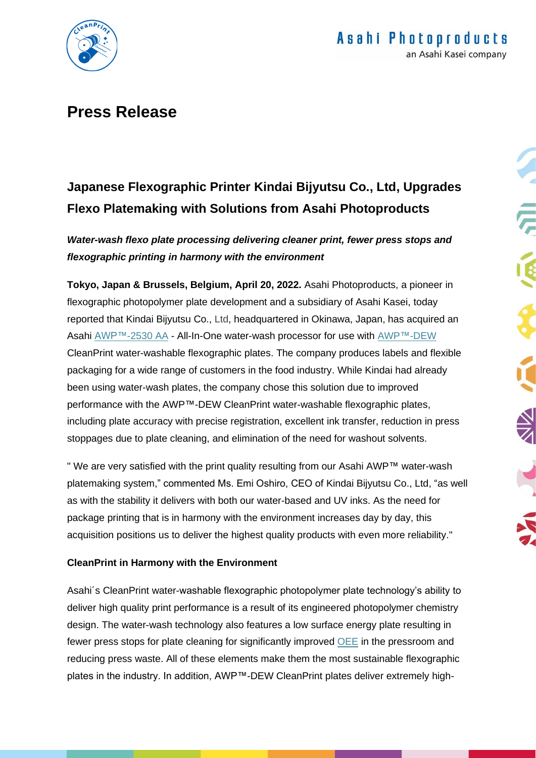# Press Release

## Japanese Flexographic Printer Kindai Bijyutsu Co., Ltd, Upgrades Flexo Platemaking with Solutions from Asahi Photoproducts

***Water-wash flexo plate processing delivering cleaner print, fewer press stops and flexographic printing in harmony with the environment***

**Tokyo, Japan & Brussels, Belgium, April 20, 2022.** Asahi Photoproducts, a pioneer in flexographic photopolymer plate development and a subsidiary of Asahi Kasei, today reported that Kindai Bijyutsu Co., Ltd, headquartered in Okinawa, Japan, has acquired an Asahi AWP™-2530 AA - All-In-One water-wash processor for use with AWP™-DEW CleanPrint water-washable flexographic plates. The company produces labels and flexible packaging for a wide range of customers in the food industry. While Kindai had already been using water-wash plates, the company chose this solution due to improved performance with the AWP™-DEW CleanPrint water-washable flexographic plates, including plate accuracy with precise registration, excellent ink transfer, reduction in press stoppages due to plate cleaning, and elimination of the need for washout solvents.

" We are very satisfied with the print quality resulting from our Asahi AWP™ water-wash platemaking system," commented Ms. Emi Oshiro, CEO of Kindai Bijyutsu Co., Ltd, "as well as with the stability it delivers with both our water-based and UV inks. As the need for package printing that is in harmony with the environment increases day by day, this acquisition positions us to deliver the highest quality products with even more reliability."

**CleanPrint in Harmony with the Environment**

Asahi´s CleanPrint water-washable flexographic photopolymer plate technology's ability to deliver high quality print performance is a result of its engineered photopolymer chemistry design. The water-wash technology also features a low surface energy plate resulting in fewer press stops for plate cleaning for significantly improved OEE in the pressroom and reducing press waste. All of these elements make them the most sustainable flexographic plates in the industry. In addition, AWP™-DEW CleanPrint plates deliver extremely high-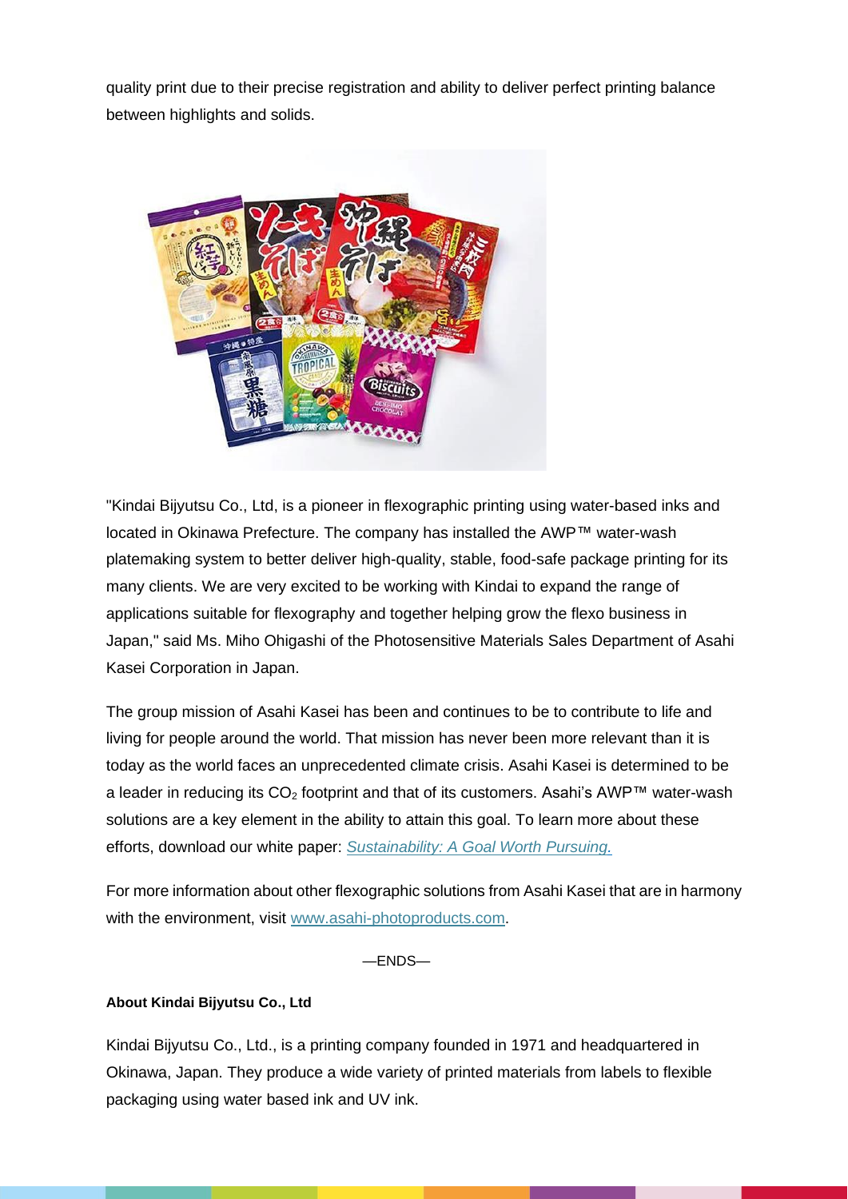quality print due to their precise registration and ability to deliver perfect printing balance between highlights and solids.

"Kindai Bijyutsu Co., Ltd, is a pioneer in flexographic printing using water-based inks and located in Okinawa Prefecture. The company has installed the AWP™ water-wash platemaking system to better deliver high-quality, stable, food-safe package printing for its many clients. We are very excited to be working with Kindai to expand the range of applications suitable for flexography and together helping grow the flexo business in Japan," said Ms. Miho Ohigashi of the Photosensitive Materials Sales Department of Asahi Kasei Corporation in Japan.

The group mission of Asahi Kasei has been and continues to be to contribute to life and living for people around the world. That mission has never been more relevant than it is today as the world faces an unprecedented climate crisis. Asahi Kasei is determined to be a leader in reducing its $CO_2$ footprint and that of its customers. Asahi's AWP™ water-wash solutions are a key element in the ability to attain this goal. To learn more about these efforts, download our white paper: *Sustainability: A Goal Worth Pursuing.*

For more information about other flexographic solutions from Asahi Kasei that are in harmony with the environment, visit www.asahi-photoproducts.com.

—ENDS—

**About Kindai Bijyutsu Co., Ltd**

Kindai Bijyutsu Co., Ltd., is a printing company founded in 1971 and headquartered in Okinawa, Japan. They produce a wide variety of printed materials from labels to flexible packaging using water based ink and UV ink.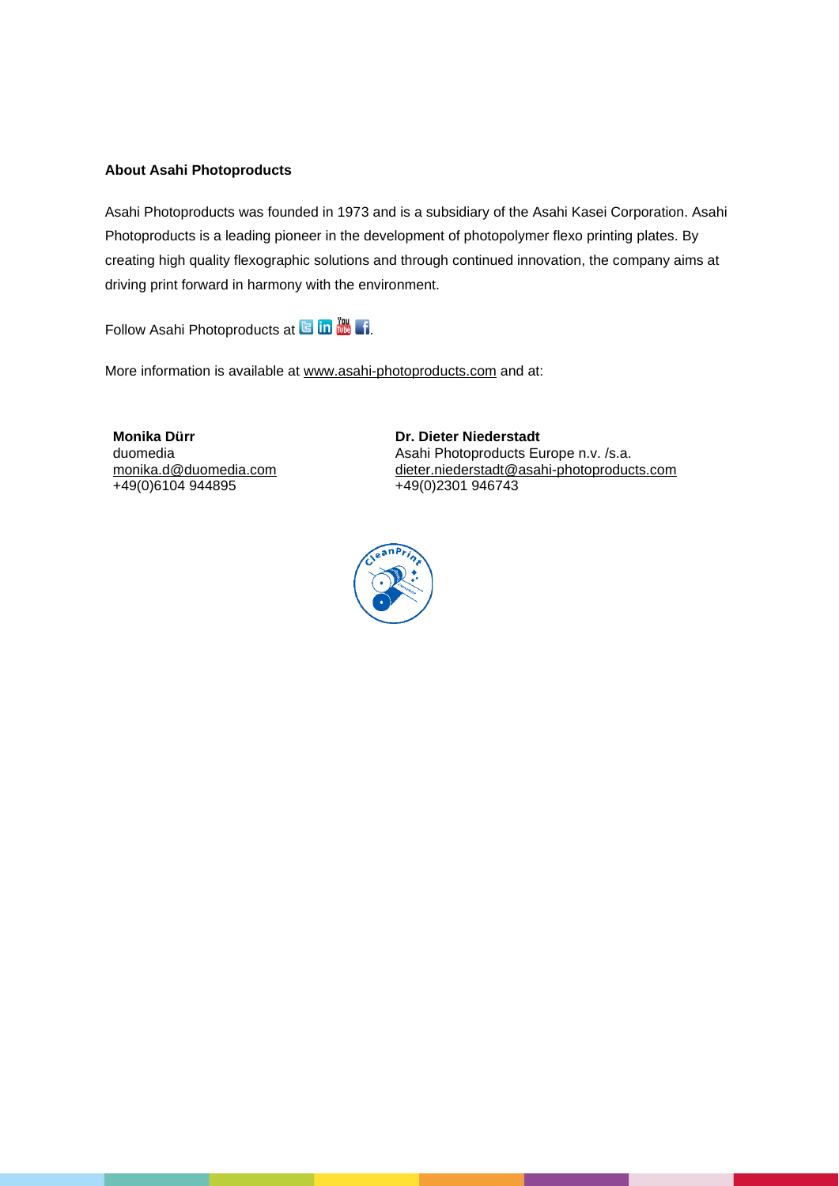**About Asahi Photoproducts**

Asahi Photoproducts was founded in 1973 and is a subsidiary of the Asahi Kasei Corporation. Asahi Photoproducts is a leading pioneer in the development of photopolymer flexo printing plates. By creating high quality flexographic solutions and through continued innovation, the company aims at driving print forward in harmony with the environment.

Follow Asahi Photoproducts at .

More information is available at www.asahi-photoproducts.com and at:

**Monika Dürr**
duomedia
monika.d@duomedia.com
+49(0)6104 944895

**Dr. Dieter Niederstadt**
Asahi Photoproducts Europe n.v. /s.a.
dieter.niederstadt@asahi-photoproducts.com
+49(0)2301 946743